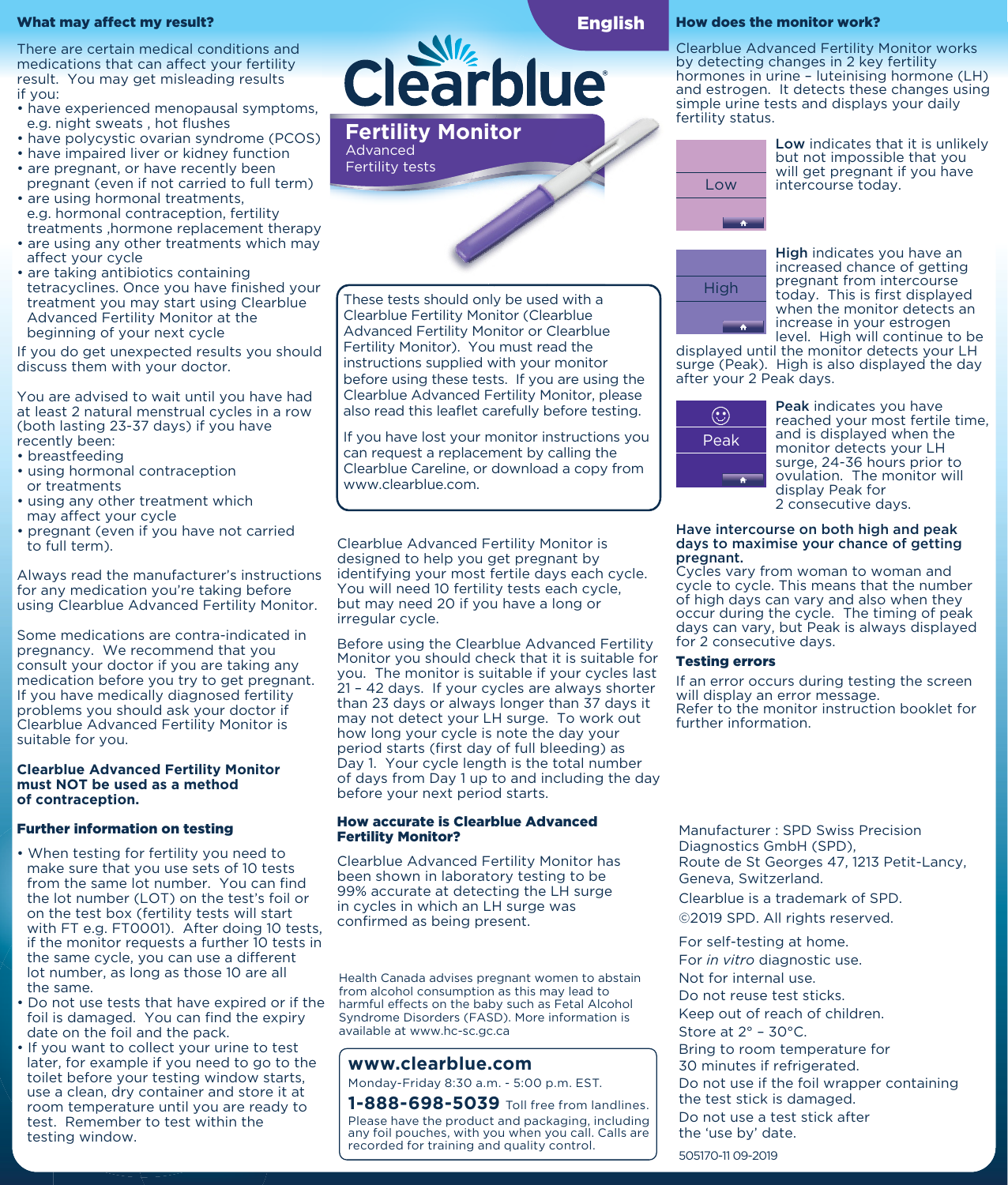## What may affect my result?

There are certain medical conditions and medications that can affect your fertility result. You may get misleading results if you:

- have experienced menopausal symptoms, e.g. night sweats , hot flushes
- have polycystic ovarian syndrome (PCOS)
- have impaired liver or kidney function
- are pregnant, or have recently been pregnant (even if not carried to full term)
- are using hormonal treatments, e.g. hormonal contraception, fertility treatments ,hormone replacement therapy
- are using any other treatments which may affect your cycle
- are taking antibiotics containing tetracyclines. Once you have finished your treatment you may start using Clearblue Advanced Fertility Monitor at the beginning of your next cycle

If you do get unexpected results you should discuss them with your doctor.

You are advised to wait until you have had at least 2 natural menstrual cycles in a row (both lasting 23-37 days) if you have recently been:

- breastfeeding
- using hormonal contraception or treatments
- using any other treatment which may affect your cycle
- pregnant (even if you have not carried to full term).

Always read the manufacturer's instructions for any medication you're taking before using Clearblue Advanced Fertility Monitor.

Some medications are contra-indicated in pregnancy. We recommend that you consult your doctor if you are taking any medication before you try to get pregnant. If you have medically diagnosed fertility problems you should ask your doctor if Clearblue Advanced Fertility Monitor is suitable for you.

**Clearblue Advanced Fertility Monitor must NOT be used as a method of contraception.**

## Further information on testing

- When testing for fertility you need to make sure that you use sets of 10 tests from the same lot number. You can find the lot number (LOT) on the test's foil or on the test box (fertility tests will start with FT e.g. FT0001). After doing 10 tests, if the monitor requests a further 10 tests in the same cycle, you can use a different lot number, as long as those 10 are all the same.
- Do not use tests that have expired or if the foil is damaged. You can find the expiry date on the foil and the pack.
- If you want to collect your urine to test later, for example if you need to go to the toilet before your testing window starts, use a clean, dry container and store it at room temperature until you are ready to test. Remember to test within the testing window.

English

# Clearblue®

## Fertility Monitor

Advanced
Fertility tests

These tests should only be used with a Clearblue Fertility Monitor (Clearblue Advanced Fertility Monitor or Clearblue Fertility Monitor). You must read the instructions supplied with your monitor before using these tests. If you are using the Clearblue Advanced Fertility Monitor, please also read this leaflet carefully before testing.

If you have lost your monitor instructions you can request a replacement by calling the Clearblue Careline, or download a copy from www.clearblue.com.

Clearblue Advanced Fertility Monitor is designed to help you get pregnant by identifying your most fertile days each cycle. You will need 10 fertility tests each cycle, but may need 20 if you have a long or irregular cycle.

Before using the Clearblue Advanced Fertility Monitor you should check that it is suitable for you. The monitor is suitable if your cycles last 21 – 42 days. If your cycles are always shorter than 23 days or always longer than 37 days it may not detect your LH surge. To work out how long your cycle is note the day your period starts (first day of full bleeding) as Day 1. Your cycle length is the total number of days from Day 1 up to and including the day before your next period starts.

## How accurate is Clearblue Advanced Fertility Monitor?

Clearblue Advanced Fertility Monitor has been shown in laboratory testing to be 99% accurate at detecting the LH surge in cycles in which an LH surge was confirmed as being present.

Health Canada advises pregnant women to abstain from alcohol consumption as this may lead to harmful effects on the baby such as Fetal Alcohol Syndrome Disorders (FASD). More information is available at www.hc-sc.gc.ca

**www.clearblue.com**
Monday-Friday 8:30 a.m. - 5:00 p.m. EST.
**1-888-698-5039** Toll free from landlines.
Please have the product and packaging, including any foil pouches, with you when you call. Calls are recorded for training and quality control.

## How does the monitor work?

Clearblue Advanced Fertility Monitor works by detecting changes in 2 key fertility hormones in urine – luteinising hormone (LH) and estrogen. It detects these changes using simple urine tests and displays your daily fertility status.

Low

**Low** indicates that it is unlikely but not impossible that you will get pregnant if you have intercourse today.

High

**High** indicates you have an increased chance of getting pregnant from intercourse today. This is first displayed when the monitor detects an increase in your estrogen level. High will continue to be displayed until the monitor detects your LH surge (Peak). High is also displayed the day after your 2 Peak days.

Peak

**Peak** indicates you have reached your most fertile time, and is displayed when the monitor detects your LH surge, 24-36 hours prior to ovulation. The monitor will display Peak for 2 consecutive days.

**Have intercourse on both high and peak days to maximise your chance of getting pregnant.**
Cycles vary from woman to woman and cycle to cycle. This means that the number of high days can vary and also when they occur during the cycle. The timing of peak days can vary, but Peak is always displayed for 2 consecutive days.

## Testing errors

If an error occurs during testing the screen will display an error message.
Refer to the monitor instruction booklet for further information.

Manufacturer : SPD Swiss Precision Diagnostics GmbH (SPD), Route de St Georges 47, 1213 Petit-Lancy, Geneva, Switzerland.

Clearblue is a trademark of SPD.

©2019 SPD. All rights reserved.

For self-testing at home.
For *in vitro* diagnostic use.
Not for internal use.
Do not reuse test sticks.
Keep out of reach of children.
Store at 2° – 30°C.
Bring to room temperature for 30 minutes if refrigerated.
Do not use if the foil wrapper containing the test stick is damaged.
Do not use a test stick after the 'use by' date.

505170-11 09-2019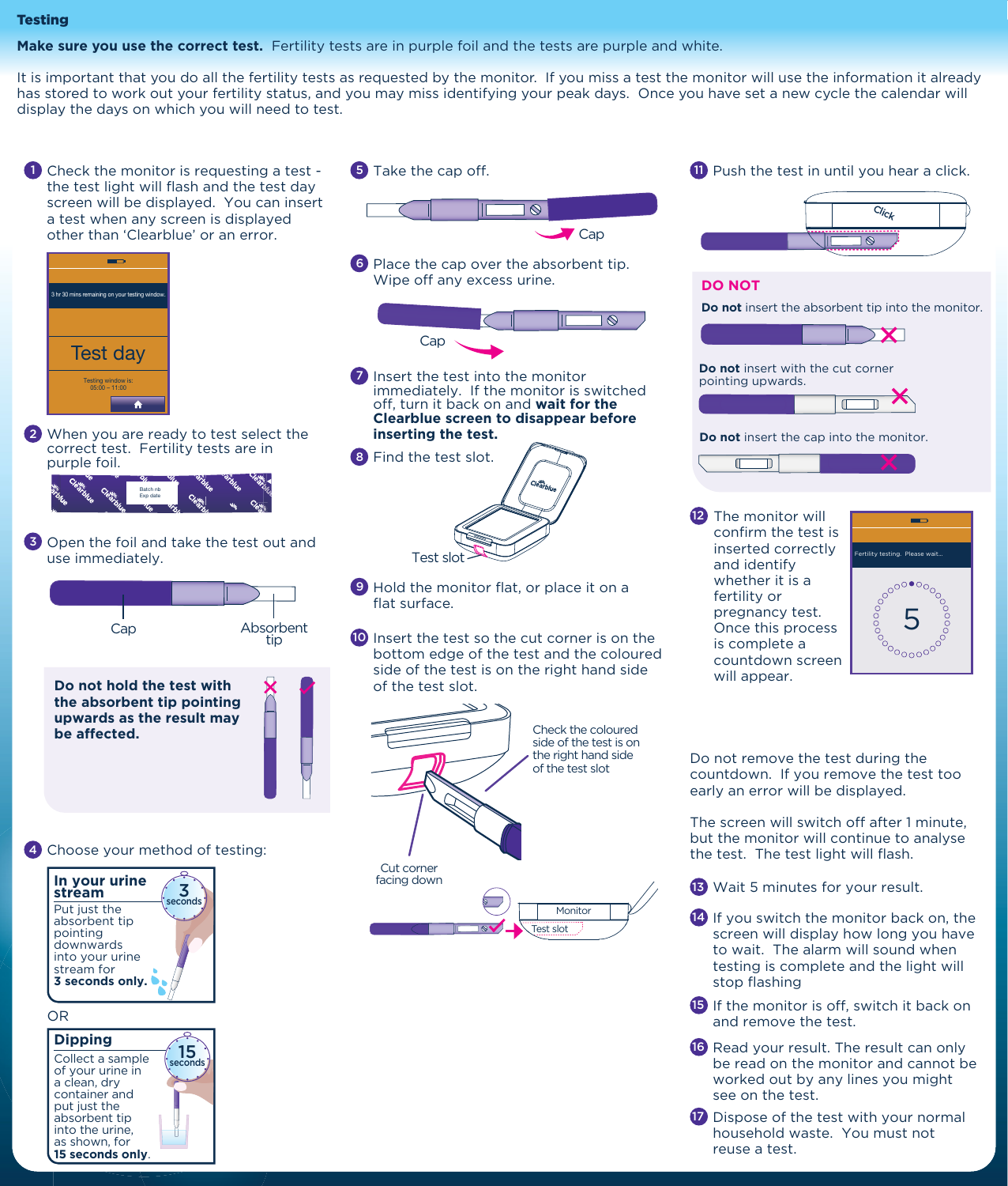## Testing

**Make sure you use the correct test.** Fertility tests are in purple foil and the tests are purple and white.

It is important that you do all the fertility tests as requested by the monitor. If you miss a test the monitor will use the information it already has stored to work out your fertility status, and you may miss identifying your peak days. Once you have set a new cycle the calendar will display the days on which you will need to test.

1. Check the monitor is requesting a test - the test light will flash and the test day screen will be displayed. You can insert a test when any screen is displayed other than 'Clearblue' or an error.

3 hr 30 mins remaining on your testing window.

Test day

Testing window is:
05:00 – 11:00

2. When you are ready to test select the correct test. Fertility tests are in purple foil.

Batch nb
Exp date

3. Open the foil and take the test out and use immediately.

Cap

Absorbent tip

**Do not hold the test with the absorbent tip pointing upwards as the result may be affected.**

4. Choose your method of testing:

**In your urine stream**

3 seconds

Put just the absorbent tip pointing downwards into your urine stream for **3 seconds only.**

OR

**Dipping**

15 seconds

Collect a sample of your urine in a clean, dry container and put just the absorbent tip into the urine, as shown, for **15 seconds only**.

5. Take the cap off.

Cap

6. Place the cap over the absorbent tip. Wipe off any excess urine.

Cap

7. Insert the test into the monitor immediately. If the monitor is switched off, turn it back on and **wait for the Clearblue screen to disappear before inserting the test.**

8. Find the test slot.

Test slot

9. Hold the monitor flat, or place it on a flat surface.

10. Insert the test so the cut corner is on the bottom edge of the test and the coloured side of the test is on the right hand side of the test slot.

Check the coloured side of the test is on the right hand side of the test slot

Cut corner facing down

Monitor

Test slot

11. Push the test in until you hear a click.

Click

**DO NOT**

**Do not** insert the absorbent tip into the monitor.

**Do not** insert with the cut corner pointing upwards.

**Do not** insert the cap into the monitor.

12. The monitor will confirm the test is inserted correctly and identify whether it is a fertility or pregnancy test. Once this process is complete a countdown screen will appear.

Fertility testing. Please wait...

5

Do not remove the test during the countdown. If you remove the test too early an error will be displayed.

The screen will switch off after 1 minute, but the monitor will continue to analyse the test. The test light will flash.

13. Wait 5 minutes for your result.

14. If you switch the monitor back on, the screen will display how long you have to wait. The alarm will sound when testing is complete and the light will stop flashing

15. If the monitor is off, switch it back on and remove the test.

16. Read your result. The result can only be read on the monitor and cannot be worked out by any lines you might see on the test.

17. Dispose of the test with your normal household waste. You must not reuse a test.